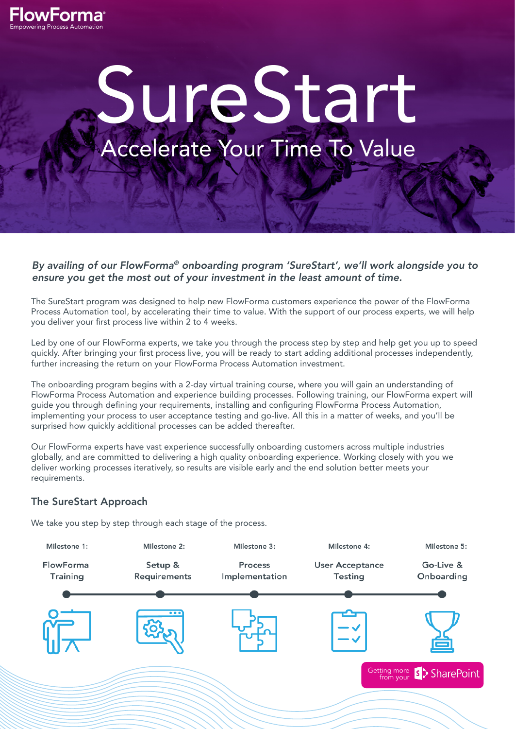FlowForma®
Empowering Process Automation

# SureStart

## Accelerate Your Time To Value

***By availing of our FlowForma® onboarding program 'SureStart', we'll work alongside you to ensure you get the most out of your investment in the least amount of time.***

The SureStart program was designed to help new FlowForma customers experience the power of the FlowForma Process Automation tool, by accelerating their time to value. With the support of our process experts, we will help you deliver your first process live within 2 to 4 weeks.

Led by one of our FlowForma experts, we take you through the process step by step and help get you up to speed quickly. After bringing your first process live, you will be ready to start adding additional processes independently, further increasing the return on your FlowForma Process Automation investment.

The onboarding program begins with a 2-day virtual training course, where you will gain an understanding of FlowForma Process Automation and experience building processes. Following training, our FlowForma expert will guide you through defining your requirements, installing and configuring FlowForma Process Automation, implementing your process to user acceptance testing and go-live. All this in a matter of weeks, and you'll be surprised how quickly additional processes can be added thereafter.

Our FlowForma experts have vast experience successfully onboarding customers across multiple industries globally, and are committed to delivering a high quality onboarding experience. Working closely with you we deliver working processes iteratively, so results are visible early and the end solution better meets your requirements.

### The SureStart Approach

We take you step by step through each stage of the process.

- Milestone 1: FlowForma Training
- Milestone 2: Setup & Requirements
- Milestone 3: Process Implementation
- Milestone 4: User Acceptance Testing
- Milestone 5: Go-Live & Onboarding

Getting more from your SharePoint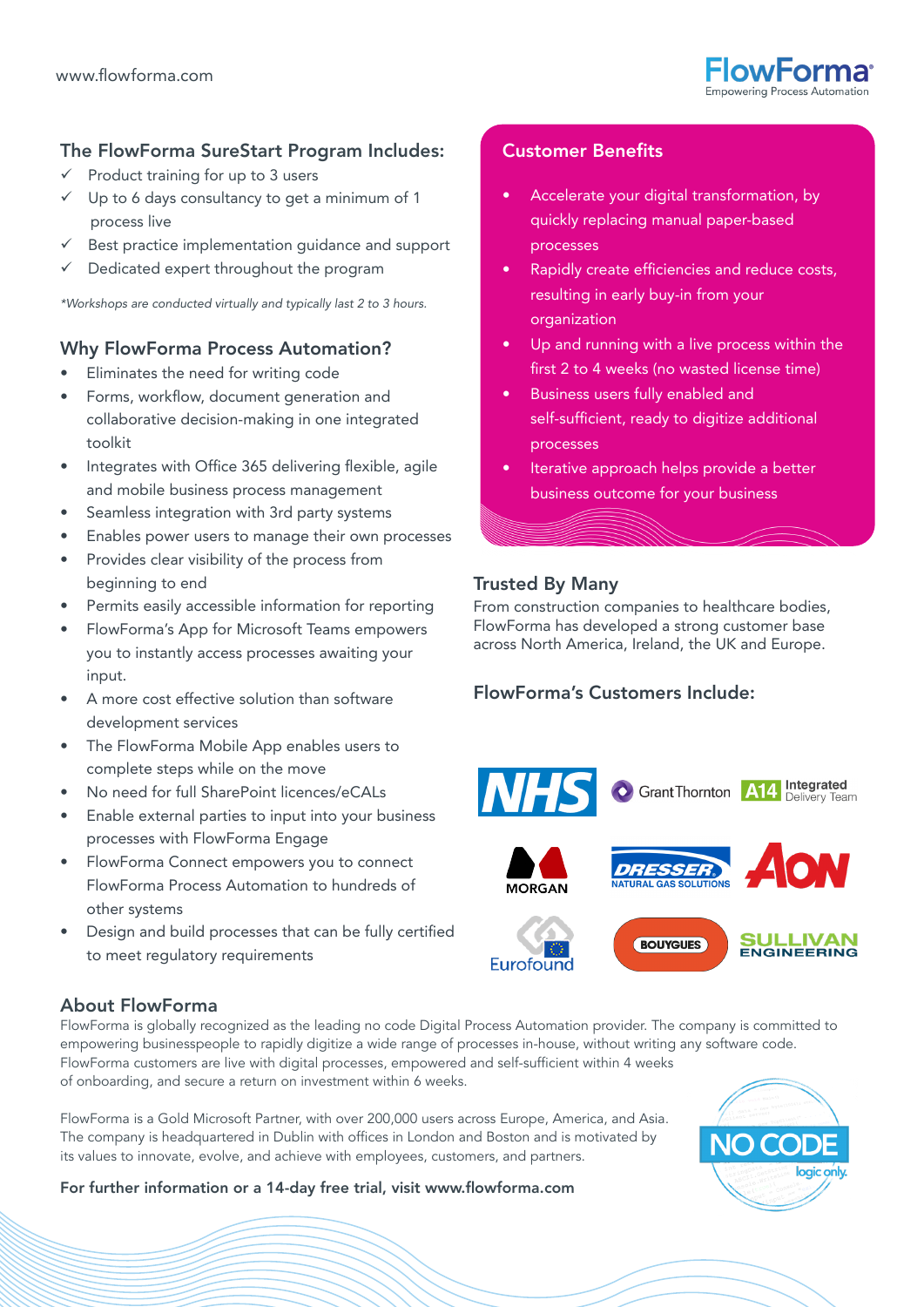## The FlowForma SureStart Program Includes:

- ✓ Product training for up to 3 users
- ✓ Up to 6 days consultancy to get a minimum of 1 process live
- ✓ Best practice implementation guidance and support
- ✓ Dedicated expert throughout the program

*\*Workshops are conducted virtually and typically last 2 to 3 hours.*

## Why FlowForma Process Automation?

- Eliminates the need for writing code
- Forms, workflow, document generation and collaborative decision-making in one integrated toolkit
- Integrates with Office 365 delivering flexible, agile and mobile business process management
- Seamless integration with 3rd party systems
- Enables power users to manage their own processes
- Provides clear visibility of the process from beginning to end
- Permits easily accessible information for reporting
- FlowForma's App for Microsoft Teams empowers you to instantly access processes awaiting your input.
- A more cost effective solution than software development services
- The FlowForma Mobile App enables users to complete steps while on the move
- No need for full SharePoint licences/eCALs
- Enable external parties to input into your business processes with FlowForma Engage
- FlowForma Connect empowers you to connect FlowForma Process Automation to hundreds of other systems
- Design and build processes that can be fully certified to meet regulatory requirements

## Customer Benefits

- Accelerate your digital transformation, by quickly replacing manual paper-based processes
- Rapidly create efficiencies and reduce costs, resulting in early buy-in from your organization
- Up and running with a live process within the first 2 to 4 weeks (no wasted license time)
- Business users fully enabled and self-sufficient, ready to digitize additional processes
- Iterative approach helps provide a better business outcome for your business

## Trusted By Many

From construction companies to healthcare bodies, FlowForma has developed a strong customer base across North America, Ireland, the UK and Europe.

## FlowForma's Customers Include:

NHS, Grant Thornton, A14 Integrated Delivery Team, Morgan, Dresser Natural Gas Solutions, Aon, Eurofound, Bouygues, Sullivan Engineering

## About FlowForma

FlowForma is globally recognized as the leading no code Digital Process Automation provider. The company is committed to empowering businesspeople to rapidly digitize a wide range of processes in-house, without writing any software code. FlowForma customers are live with digital processes, empowered and self-sufficient within 4 weeks of onboarding, and secure a return on investment within 6 weeks.

FlowForma is a Gold Microsoft Partner, with over 200,000 users across Europe, America, and Asia. The company is headquartered in Dublin with offices in London and Boston and is motivated by its values to innovate, evolve, and achieve with employees, customers, and partners.

**For further information or a 14-day free trial, visit www.flowforma.com**

NO CODE logic only.